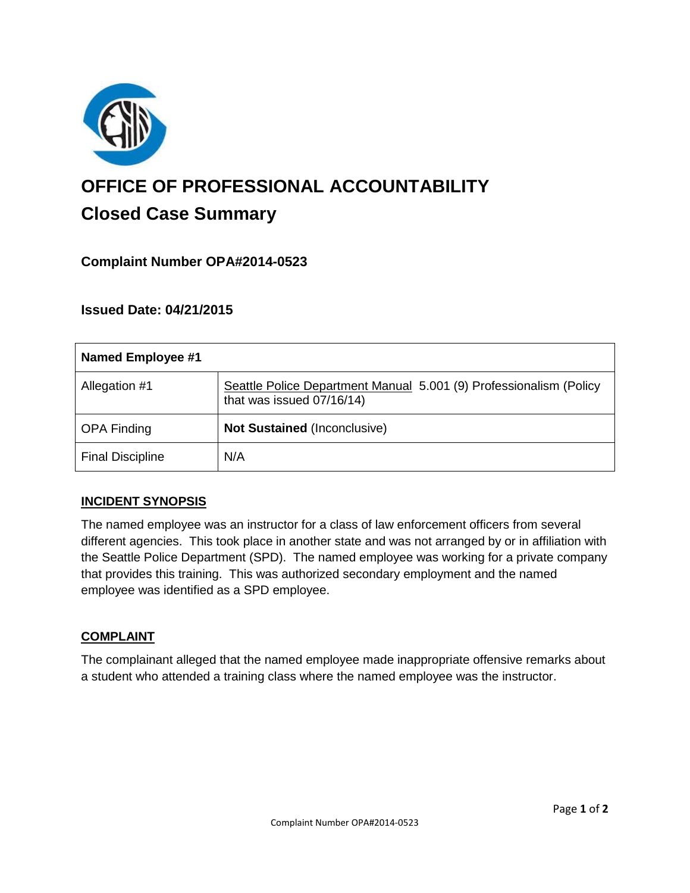# OFFICE OF PROFESSIONAL ACCOUNTABILITY

## Closed Case Summary

### Complaint Number OPA#2014-0523

### Issued Date: 04/21/2015

| Named Employee #1 | |
|---|---|
| Allegation #1 | Seattle Police Department Manual 5.001 (9) Professionalism (Policy that was issued 07/16/14) |
| OPA Finding | **Not Sustained** (Inconclusive) |
| Final Discipline | N/A |

## INCIDENT SYNOPSIS

The named employee was an instructor for a class of law enforcement officers from several different agencies. This took place in another state and was not arranged by or in affiliation with the Seattle Police Department (SPD). The named employee was working for a private company that provides this training. This was authorized secondary employment and the named employee was identified as a SPD employee.

## COMPLAINT

The complainant alleged that the named employee made inappropriate offensive remarks about a student who attended a training class where the named employee was the instructor.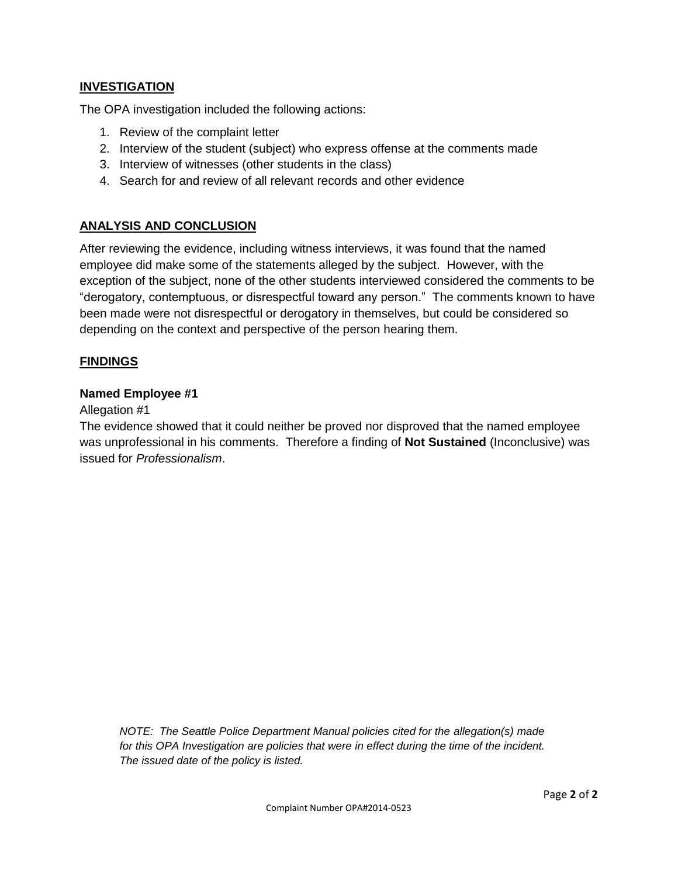## INVESTIGATION

The OPA investigation included the following actions:

1. Review of the complaint letter
2. Interview of the student (subject) who express offense at the comments made
3. Interview of witnesses (other students in the class)
4. Search for and review of all relevant records and other evidence

## ANALYSIS AND CONCLUSION

After reviewing the evidence, including witness interviews, it was found that the named employee did make some of the statements alleged by the subject. However, with the exception of the subject, none of the other students interviewed considered the comments to be "derogatory, contemptuous, or disrespectful toward any person." The comments known to have been made were not disrespectful or derogatory in themselves, but could be considered so depending on the context and perspective of the person hearing them.

## FINDINGS

**Named Employee #1**

Allegation #1

The evidence showed that it could neither be proved nor disproved that the named employee was unprofessional in his comments. Therefore a finding of **Not Sustained** (Inconclusive) was issued for *Professionalism*.

*NOTE: The Seattle Police Department Manual policies cited for the allegation(s) made for this OPA Investigation are policies that were in effect during the time of the incident. The issued date of the policy is listed.*

Complaint Number OPA#2014-0523